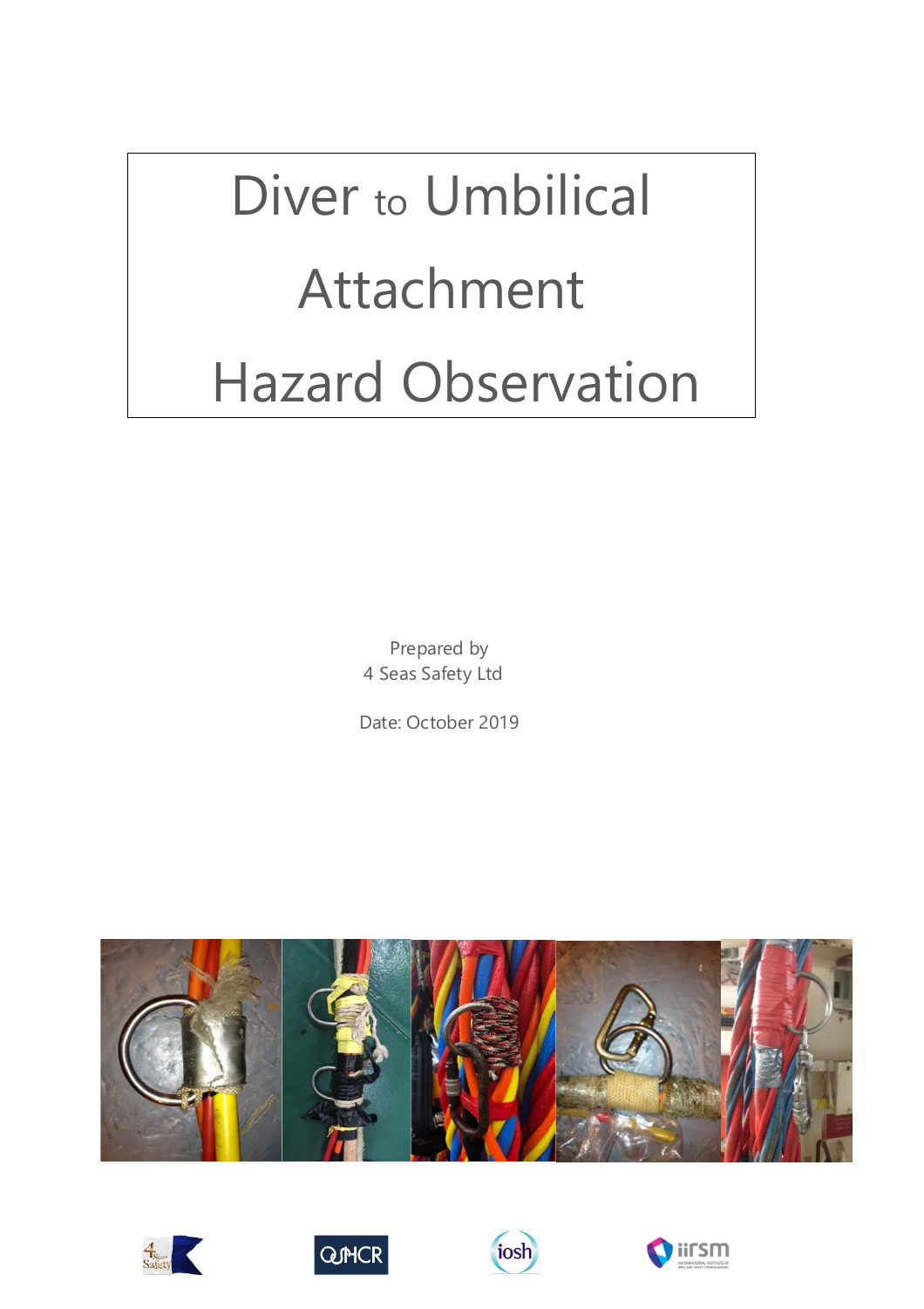# Diver to Umbilical Attachment Hazard Observation

Prepared by
4 Seas Safety Ltd

Date: October 2019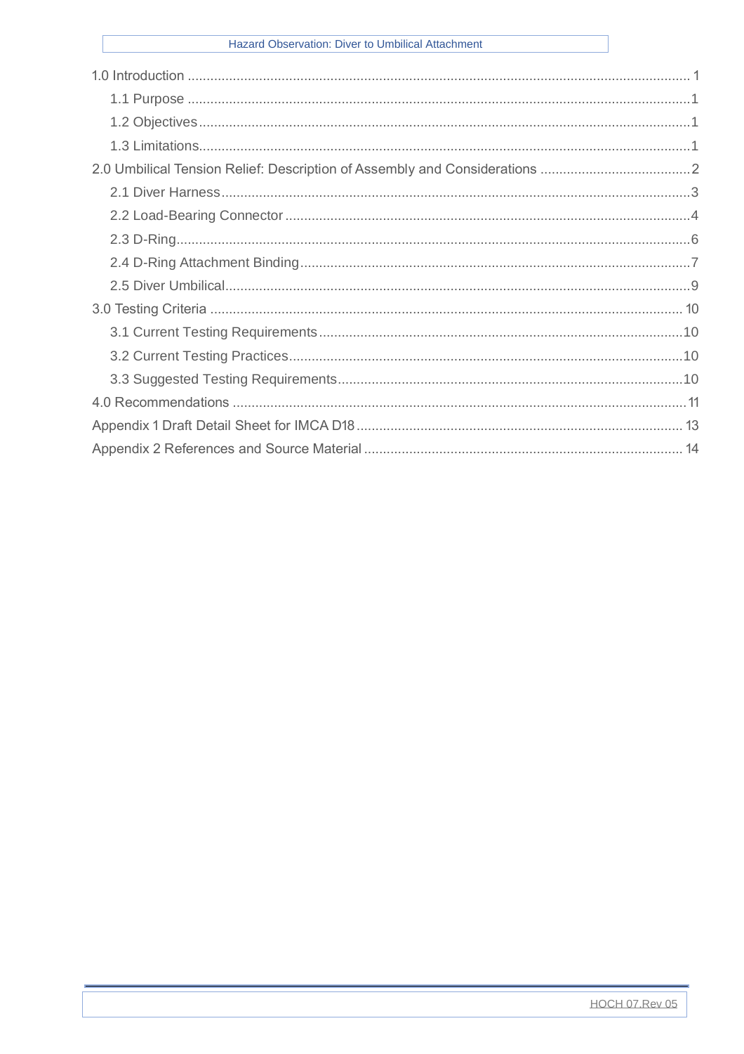- 1.0 Introduction ..... 1
  - 1.1 Purpose ..... 1
  - 1.2 Objectives ..... 1
  - 1.3 Limitations ..... 1
- 2.0 Umbilical Tension Relief: Description of Assembly and Considerations ..... 2
  - 2.1 Diver Harness ..... 3
  - 2.2 Load-Bearing Connector ..... 4
  - 2.3 D-Ring ..... 6
  - 2.4 D-Ring Attachment Binding ..... 7
  - 2.5 Diver Umbilical ..... 9
- 3.0 Testing Criteria ..... 10
  - 3.1 Current Testing Requirements ..... 10
  - 3.2 Current Testing Practices ..... 10
  - 3.3 Suggested Testing Requirements ..... 10
- 4.0 Recommendations ..... 11
- Appendix 1 Draft Detail Sheet for IMCA D18 ..... 13
- Appendix 2 References and Source Material ..... 14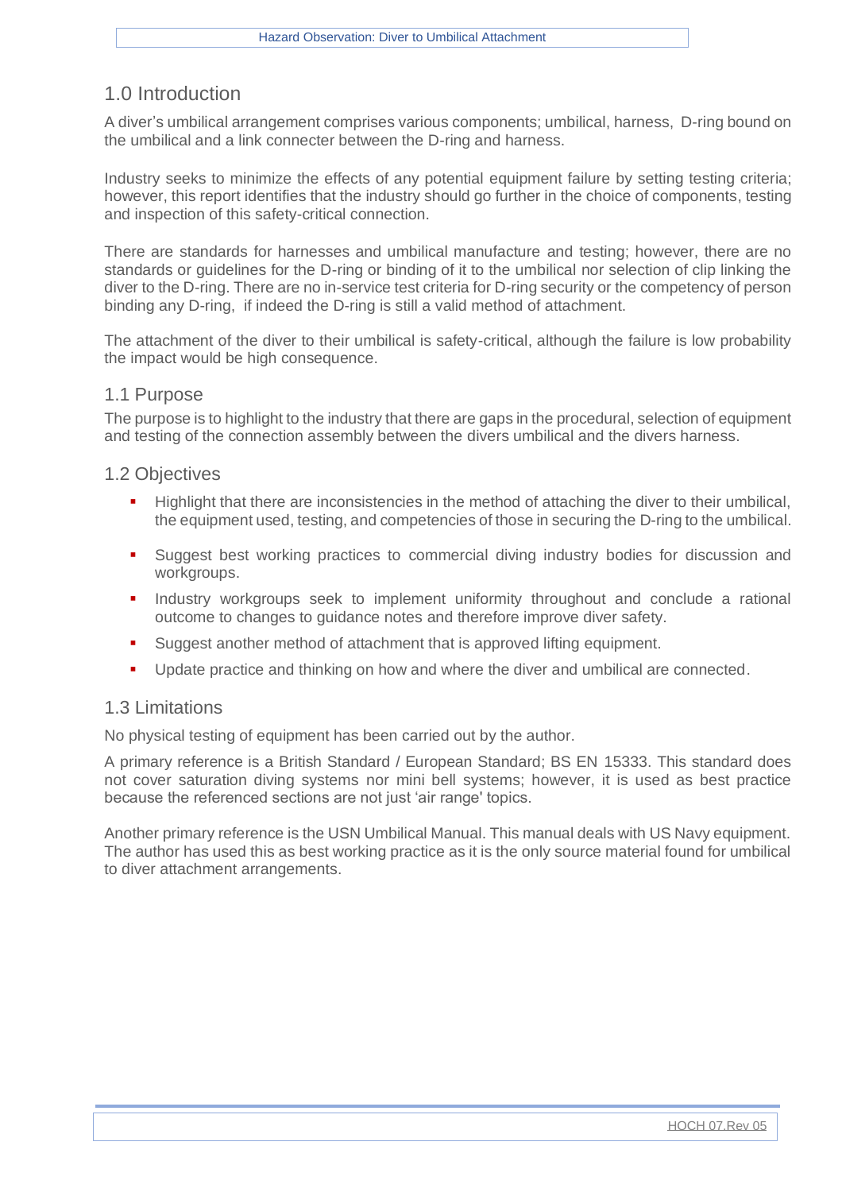## 1.0 Introduction

A diver's umbilical arrangement comprises various components; umbilical, harness, D-ring bound on the umbilical and a link connecter between the D-ring and harness.

Industry seeks to minimize the effects of any potential equipment failure by setting testing criteria; however, this report identifies that the industry should go further in the choice of components, testing and inspection of this safety-critical connection.

There are standards for harnesses and umbilical manufacture and testing; however, there are no standards or guidelines for the D-ring or binding of it to the umbilical nor selection of clip linking the diver to the D-ring. There are no in-service test criteria for D-ring security or the competency of person binding any D-ring, if indeed the D-ring is still a valid method of attachment.

The attachment of the diver to their umbilical is safety-critical, although the failure is low probability the impact would be high consequence.

### 1.1 Purpose

The purpose is to highlight to the industry that there are gaps in the procedural, selection of equipment and testing of the connection assembly between the divers umbilical and the divers harness.

### 1.2 Objectives

- Highlight that there are inconsistencies in the method of attaching the diver to their umbilical, the equipment used, testing, and competencies of those in securing the D-ring to the umbilical.
- Suggest best working practices to commercial diving industry bodies for discussion and workgroups.
- Industry workgroups seek to implement uniformity throughout and conclude a rational outcome to changes to guidance notes and therefore improve diver safety.
- Suggest another method of attachment that is approved lifting equipment.
- Update practice and thinking on how and where the diver and umbilical are connected.

### 1.3 Limitations

No physical testing of equipment has been carried out by the author.

A primary reference is a British Standard / European Standard; BS EN 15333. This standard does not cover saturation diving systems nor mini bell systems; however, it is used as best practice because the referenced sections are not just 'air range' topics.

Another primary reference is the USN Umbilical Manual. This manual deals with US Navy equipment. The author has used this as best working practice as it is the only source material found for umbilical to diver attachment arrangements.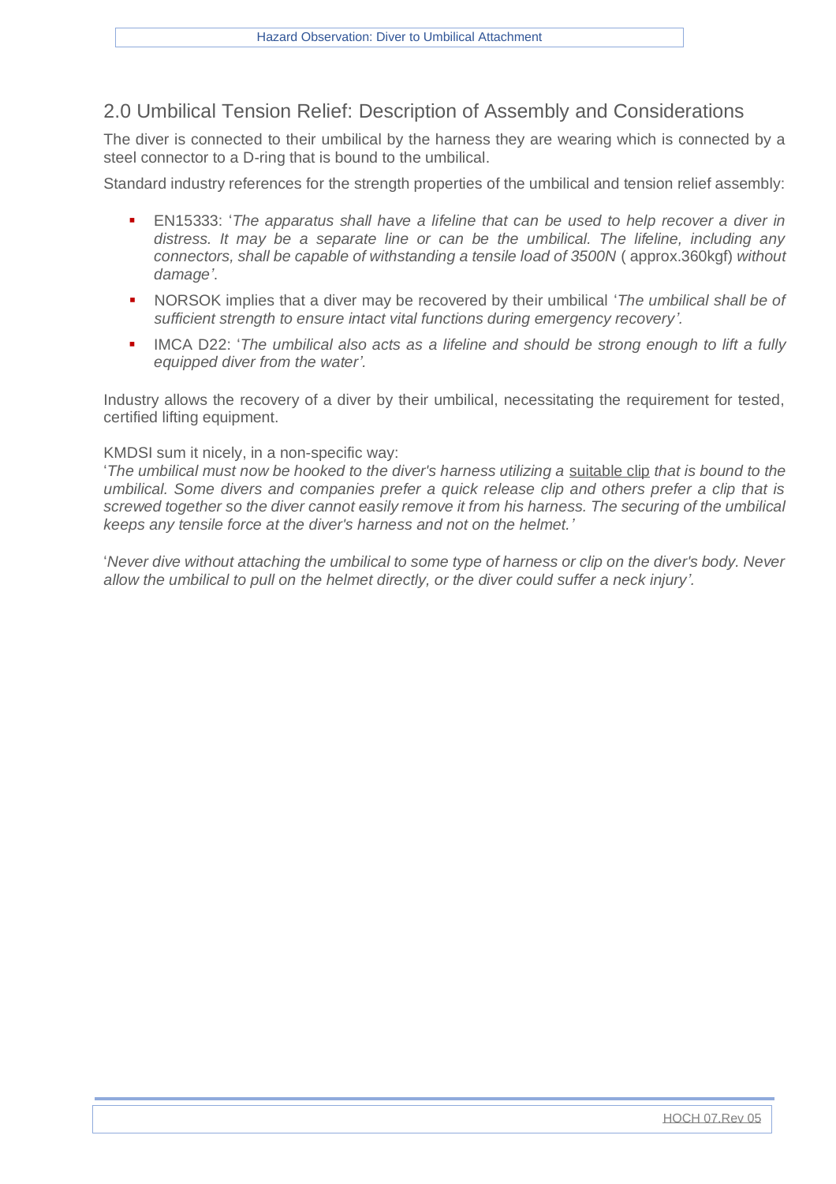## 2.0 Umbilical Tension Relief: Description of Assembly and Considerations

The diver is connected to their umbilical by the harness they are wearing which is connected by a steel connector to a D-ring that is bound to the umbilical.

Standard industry references for the strength properties of the umbilical and tension relief assembly:

- EN15333: '*The apparatus shall have a lifeline that can be used to help recover a diver in distress. It may be a separate line or can be the umbilical. The lifeline, including any connectors, shall be capable of withstanding a tensile load of 3500N* ( approx.360kgf) *without damage'*.
- NORSOK implies that a diver may be recovered by their umbilical '*The umbilical shall be of sufficient strength to ensure intact vital functions during emergency recovery'.*
- IMCA D22: '*The umbilical also acts as a lifeline and should be strong enough to lift a fully equipped diver from the water'.*

Industry allows the recovery of a diver by their umbilical, necessitating the requirement for tested, certified lifting equipment.

KMDSI sum it nicely, in a non-specific way:
'*The umbilical must now be hooked to the diver's harness utilizing a* suitable clip *that is bound to the umbilical. Some divers and companies prefer a quick release clip and others prefer a clip that is screwed together so the diver cannot easily remove it from his harness. The securing of the umbilical keeps any tensile force at the diver's harness and not on the helmet.'*

'*Never dive without attaching the umbilical to some type of harness or clip on the diver's body. Never allow the umbilical to pull on the helmet directly, or the diver could suffer a neck injury'*.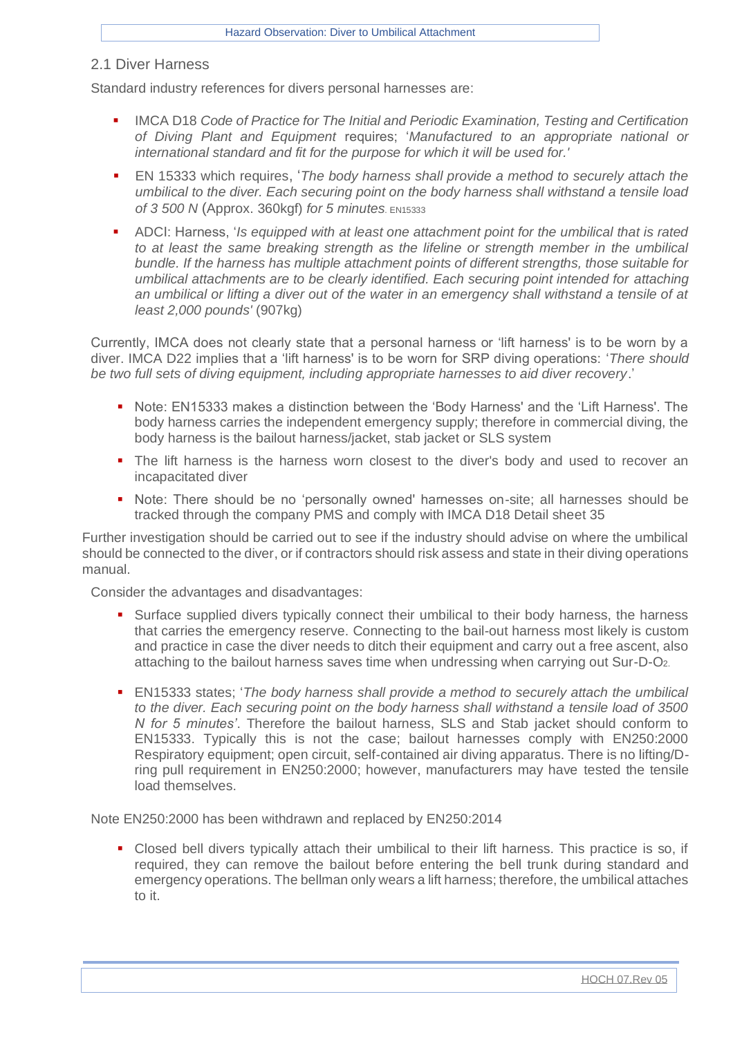## 2.1 Diver Harness

Standard industry references for divers personal harnesses are:

- IMCA D18 *Code of Practice for The Initial and Periodic Examination, Testing and Certification of Diving Plant and Equipment* requires; '*Manufactured to an appropriate national or international standard and fit for the purpose for which it will be used for.'*
- EN 15333 which requires, '*The body harness shall provide a method to securely attach the umbilical to the diver. Each securing point on the body harness shall withstand a tensile load of 3 500 N* (Approx. 360kgf) *for 5 minutes*. EN15333
- ADCI: Harness, '*Is equipped with at least one attachment point for the umbilical that is rated to at least the same breaking strength as the lifeline or strength member in the umbilical bundle. If the harness has multiple attachment points of different strengths, those suitable for umbilical attachments are to be clearly identified. Each securing point intended for attaching an umbilical or lifting a diver out of the water in an emergency shall withstand a tensile of at least 2,000 pounds'* (907kg)

Currently, IMCA does not clearly state that a personal harness or 'lift harness' is to be worn by a diver. IMCA D22 implies that a 'lift harness' is to be worn for SRP diving operations: '*There should be two full sets of diving equipment, including appropriate harnesses to aid diver recovery*.'

- Note: EN15333 makes a distinction between the 'Body Harness' and the 'Lift Harness'. The body harness carries the independent emergency supply; therefore in commercial diving, the body harness is the bailout harness/jacket, stab jacket or SLS system
- The lift harness is the harness worn closest to the diver's body and used to recover an incapacitated diver
- Note: There should be no 'personally owned' harnesses on-site; all harnesses should be tracked through the company PMS and comply with IMCA D18 Detail sheet 35

Further investigation should be carried out to see if the industry should advise on where the umbilical should be connected to the diver, or if contractors should risk assess and state in their diving operations manual.

Consider the advantages and disadvantages:

- Surface supplied divers typically connect their umbilical to their body harness, the harness that carries the emergency reserve. Connecting to the bail-out harness most likely is custom and practice in case the diver needs to ditch their equipment and carry out a free ascent, also attaching to the bailout harness saves time when undressing when carrying out Sur-D-$O_2$.
- EN15333 states; '*The body harness shall provide a method to securely attach the umbilical to the diver. Each securing point on the body harness shall withstand a tensile load of 3500 N for 5 minutes*'. Therefore the bailout harness, SLS and Stab jacket should conform to EN15333. Typically this is not the case; bailout harnesses comply with EN250:2000 Respiratory equipment; open circuit, self-contained air diving apparatus. There is no lifting/D-ring pull requirement in EN250:2000; however, manufacturers may have tested the tensile load themselves.

Note EN250:2000 has been withdrawn and replaced by EN250:2014

- Closed bell divers typically attach their umbilical to their lift harness. This practice is so, if required, they can remove the bailout before entering the bell trunk during standard and emergency operations. The bellman only wears a lift harness; therefore, the umbilical attaches to it.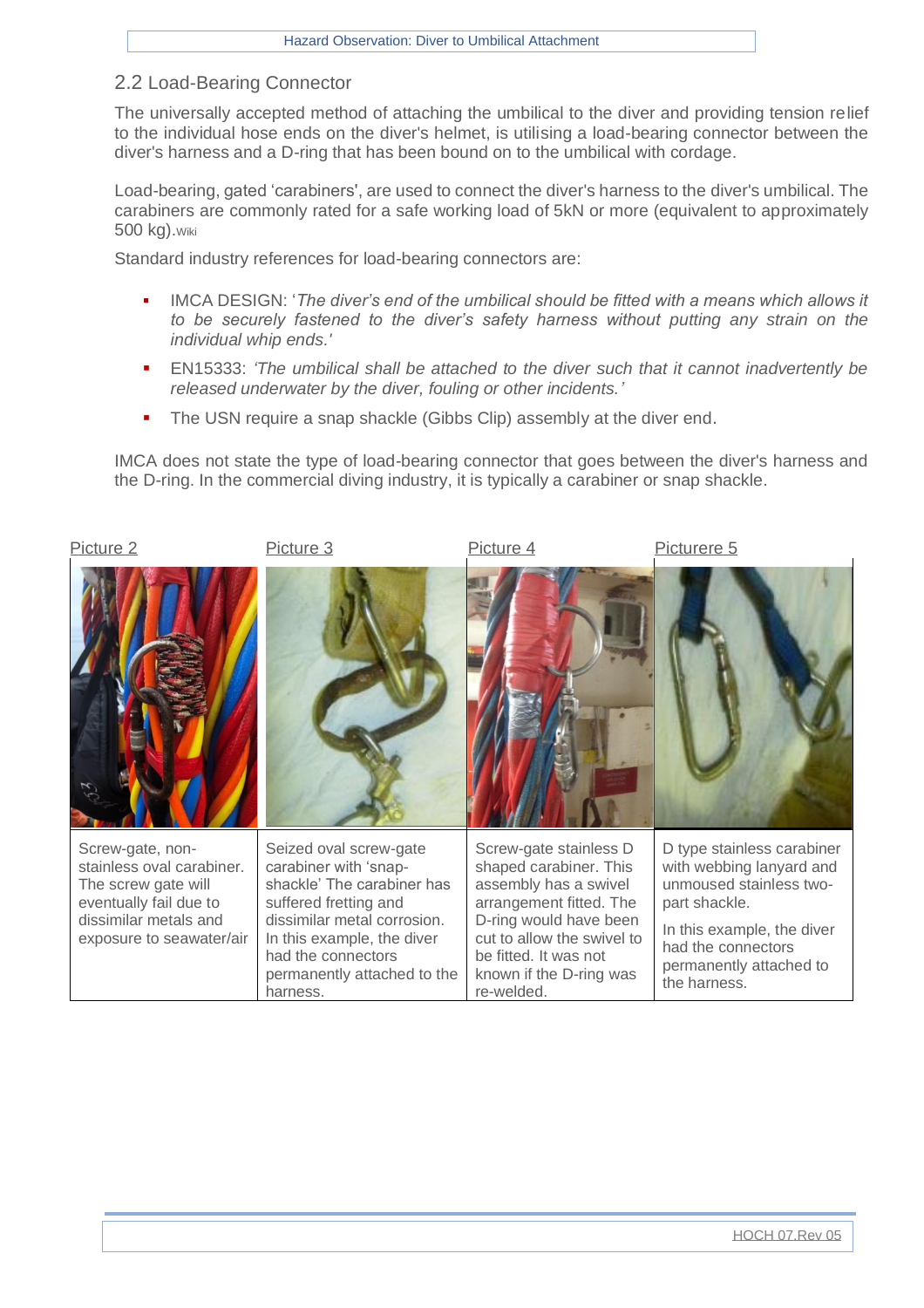## 2.2 Load-Bearing Connector

The universally accepted method of attaching the umbilical to the diver and providing tension relief to the individual hose ends on the diver's helmet, is utilising a load-bearing connector between the diver's harness and a D-ring that has been bound on to the umbilical with cordage.

Load-bearing, gated 'carabiners', are used to connect the diver's harness to the diver's umbilical. The carabiners are commonly rated for a safe working load of 5kN or more (equivalent to approximately 500 kg).Wiki

Standard industry references for load-bearing connectors are:

- IMCA DESIGN: '*The diver's end of the umbilical should be fitted with a means which allows it to be securely fastened to the diver's safety harness without putting any strain on the individual whip ends.'*
- EN15333: *'The umbilical shall be attached to the diver such that it cannot inadvertently be released underwater by the diver, fouling or other incidents.'*
- The USN require a snap shackle (Gibbs Clip) assembly at the diver end.

IMCA does not state the type of load-bearing connector that goes between the diver's harness and the D-ring. In the commercial diving industry, it is typically a carabiner or snap shackle.

| Picture 2 | Picture 3 | Picture 4 | Picturere 5 |
|---|---|---|---|
| | | | |
| Screw-gate, non-stainless oval carabiner. The screw gate will eventually fail due to dissimilar metals and exposure to seawater/air | Seized oval screw-gate carabiner with 'snap-shackle' The carabiner has suffered fretting and dissimilar metal corrosion. In this example, the diver had the connectors permanently attached to the harness. | Screw-gate stainless D shaped carabiner. This assembly has a swivel arrangement fitted. The D-ring would have been cut to allow the swivel to be fitted. It was not known if the D-ring was re-welded. | D type stainless carabiner with webbing lanyard and unmoused stainless two-part shackle. In this example, the diver had the connectors permanently attached to the harness. |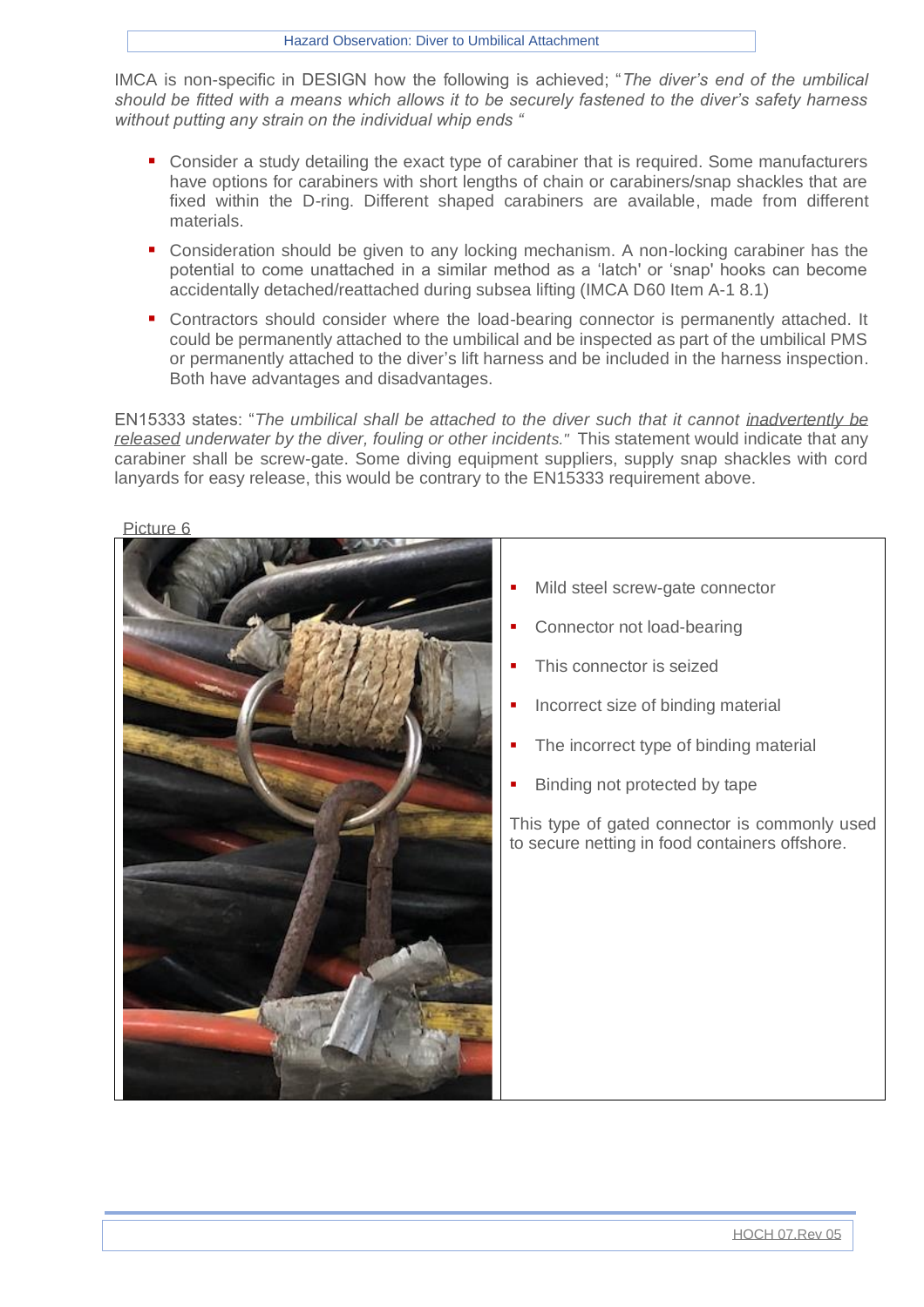IMCA is non-specific in DESIGN how the following is achieved; "*The diver's end of the umbilical should be fitted with a means which allows it to be securely fastened to the diver's safety harness without putting any strain on the individual whip ends* "

- Consider a study detailing the exact type of carabiner that is required. Some manufacturers have options for carabiners with short lengths of chain or carabiners/snap shackles that are fixed within the D-ring. Different shaped carabiners are available, made from different materials.
- Consideration should be given to any locking mechanism. A non-locking carabiner has the potential to come unattached in a similar method as a 'latch' or 'snap' hooks can become accidentally detached/reattached during subsea lifting (IMCA D60 Item A-1 8.1)
- Contractors should consider where the load-bearing connector is permanently attached. It could be permanently attached to the umbilical and be inspected as part of the umbilical PMS or permanently attached to the diver's lift harness and be included in the harness inspection. Both have advantages and disadvantages.

EN15333 states: "*The umbilical shall be attached to the diver such that it cannot inadvertently be released underwater by the diver, fouling or other incidents.*" This statement would indicate that any carabiner shall be screw-gate. Some diving equipment suppliers, supply snap shackles with cord lanyards for easy release, this would be contrary to the EN15333 requirement above.

Picture 6

- Mild steel screw-gate connector
- Connector not load-bearing
- This connector is seized
- Incorrect size of binding material
- The incorrect type of binding material
- Binding not protected by tape

This type of gated connector is commonly used to secure netting in food containers offshore.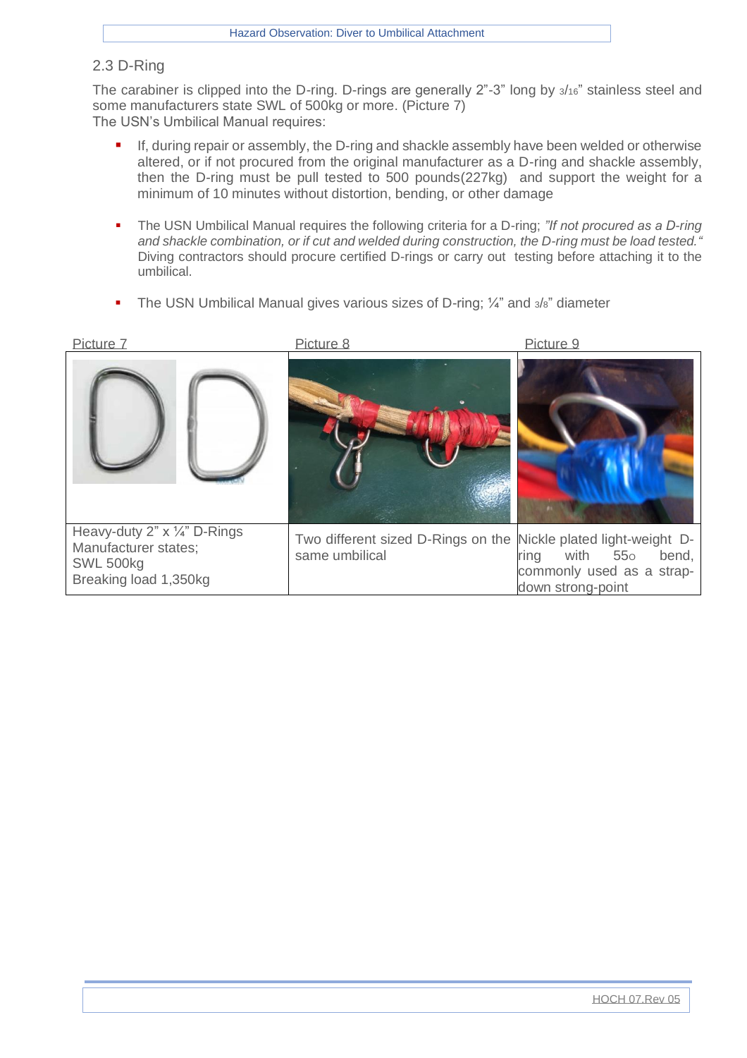## 2.3 D-Ring

The carabiner is clipped into the D-ring. D-rings are generally 2”-3” long by 3/16” stainless steel and some manufacturers state SWL of 500kg or more. (Picture 7)
The USN’s Umbilical Manual requires:

- If, during repair or assembly, the D-ring and shackle assembly have been welded or otherwise altered, or if not procured from the original manufacturer as a D-ring and shackle assembly, then the D-ring must be pull tested to 500 pounds(227kg) and support the weight for a minimum of 10 minutes without distortion, bending, or other damage
- The USN Umbilical Manual requires the following criteria for a D-ring; *”If not procured as a D-ring and shackle combination, or if cut and welded during construction, the D-ring must be load tested.“* Diving contractors should procure certified D-rings or carry out testing before attaching it to the umbilical.
- The USN Umbilical Manual gives various sizes of D-ring; ¼” and 3/8” diameter

| Picture 7 | Picture 8 | Picture 9 |
|---|---|---|
| | | |
| Heavy-duty 2” x ¼” D-Rings<br>Manufacturer states;<br>SWL 500kg<br>Breaking load 1,350kg | Two different sized D-Rings on the same umbilical | Nickle plated light-weight D-ring with 55° bend, commonly used as a strap-down strong-point |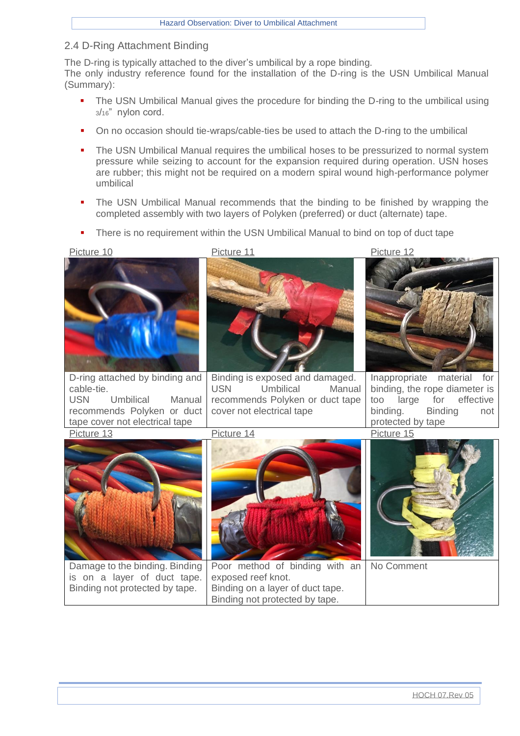## 2.4 D-Ring Attachment Binding

The D-ring is typically attached to the diver's umbilical by a rope binding.
The only industry reference found for the installation of the D-ring is the USN Umbilical Manual (Summary):

- The USN Umbilical Manual gives the procedure for binding the D-ring to the umbilical using 3/16" nylon cord.
- On no occasion should tie-wraps/cable-ties be used to attach the D-ring to the umbilical
- The USN Umbilical Manual requires the umbilical hoses to be pressurized to normal system pressure while seizing to account for the expansion required during operation. USN hoses are rubber; this might not be required on a modern spiral wound high-performance polymer umbilical
- The USN Umbilical Manual recommends that the binding to be finished by wrapping the completed assembly with two layers of Polyken (preferred) or duct (alternate) tape.
- There is no requirement within the USN Umbilical Manual to bind on top of duct tape

| Picture 10 | Picture 11 | Picture 12 |
|---|---|---|
| | | |
| D-ring attached by binding and cable-tie. USN Umbilical Manual recommends Polyken or duct tape cover not electrical tape | Binding is exposed and damaged. USN Umbilical Manual recommends Polyken or duct tape cover not electrical tape | Inappropriate material for binding, the rope diameter is too large for effective binding. Binding not protected by tape |
| **Picture 13** | **Picture 14** | **Picture 15** |
| | | |
| Damage to the binding. Binding is on a layer of duct tape. Binding not protected by tape. | Poor method of binding with an exposed reef knot. Binding on a layer of duct tape. Binding not protected by tape. | No Comment |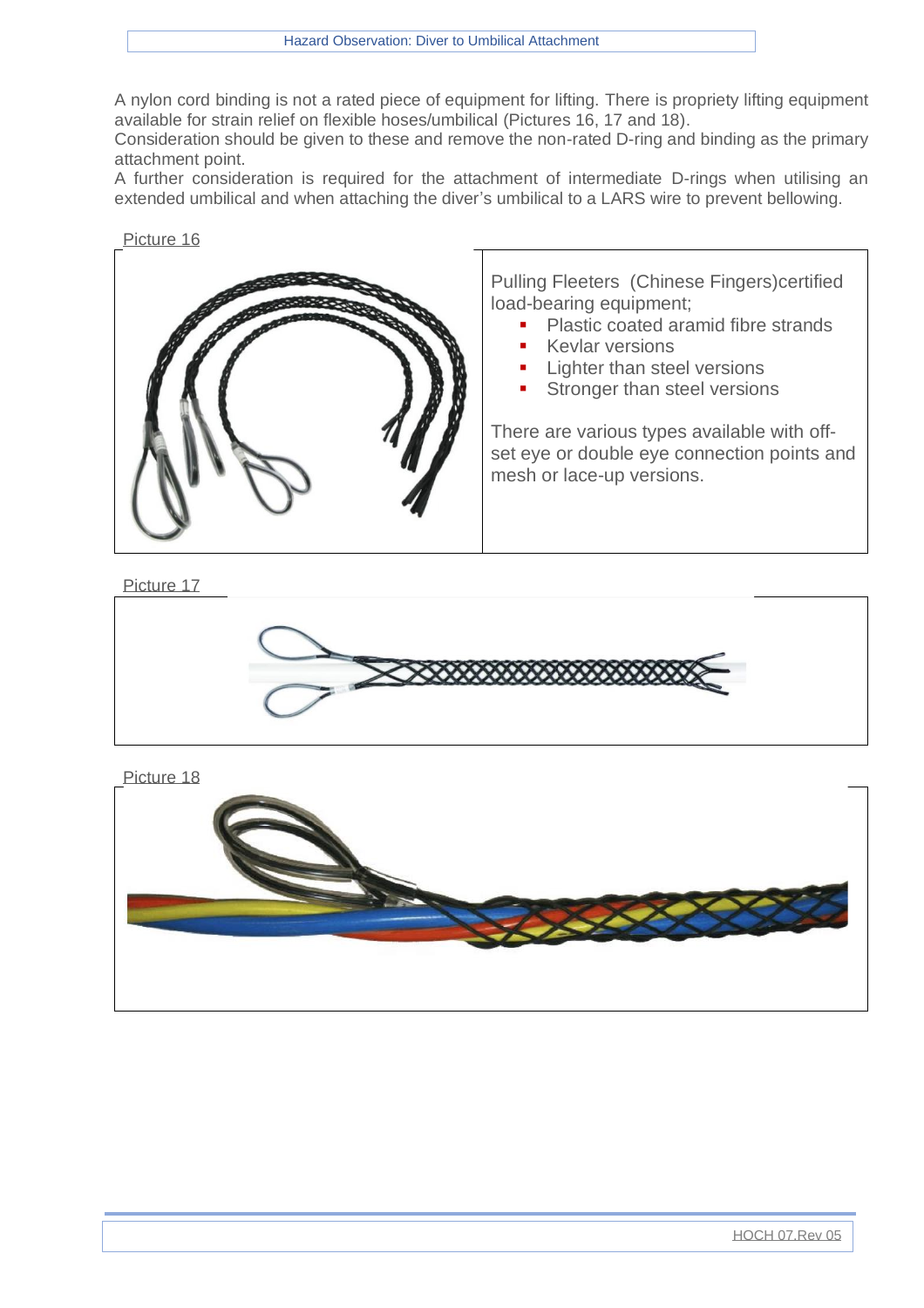A nylon cord binding is not a rated piece of equipment for lifting. There is propriety lifting equipment available for strain relief on flexible hoses/umbilical (Pictures 16, 17 and 18).
Consideration should be given to these and remove the non-rated D-ring and binding as the primary attachment point.
A further consideration is required for the attachment of intermediate D-rings when utilising an extended umbilical and when attaching the diver's umbilical to a LARS wire to prevent bellowing.

Picture 16

Pulling Fleeters (Chinese Fingers)certified load-bearing equipment;

- Plastic coated aramid fibre strands
- Kevlar versions
- Lighter than steel versions
- Stronger than steel versions

There are various types available with off-set eye or double eye connection points and mesh or lace-up versions.

Picture 17

Picture 18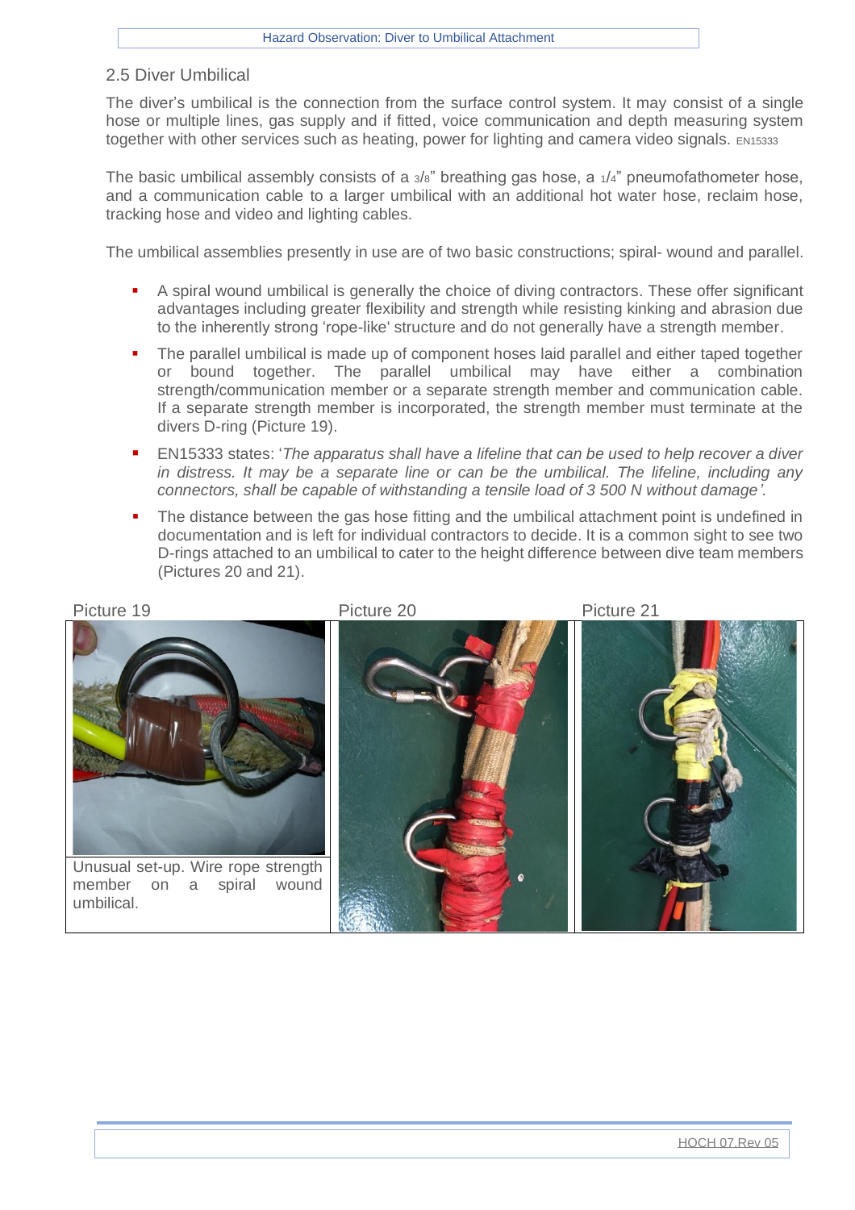## 2.5 Diver Umbilical

The diver's umbilical is the connection from the surface control system. It may consist of a single hose or multiple lines, gas supply and if fitted, voice communication and depth measuring system together with other services such as heating, power for lighting and camera video signals. EN15333

The basic umbilical assembly consists of a 3/8" breathing gas hose, a 1/4" pneumofathometer hose, and a communication cable to a larger umbilical with an additional hot water hose, reclaim hose, tracking hose and video and lighting cables.

The umbilical assemblies presently in use are of two basic constructions; spiral- wound and parallel.

- A spiral wound umbilical is generally the choice of diving contractors. These offer significant advantages including greater flexibility and strength while resisting kinking and abrasion due to the inherently strong 'rope-like' structure and do not generally have a strength member.
- The parallel umbilical is made up of component hoses laid parallel and either taped together or bound together. The parallel umbilical may have either a combination strength/communication member or a separate strength member and communication cable. If a separate strength member is incorporated, the strength member must terminate at the divers D-ring (Picture 19).
- EN15333 states: '*The apparatus shall have a lifeline that can be used to help recover a diver in distress. It may be a separate line or can be the umbilical. The lifeline, including any connectors, shall be capable of withstanding a tensile load of 3 500 N without damage'.*
- The distance between the gas hose fitting and the umbilical attachment point is undefined in documentation and is left for individual contractors to decide. It is a common sight to see two D-rings attached to an umbilical to cater to the height difference between dive team members (Pictures 20 and 21).

Picture 19

Unusual set-up. Wire rope strength member on a spiral wound umbilical.

Picture 20

Picture 21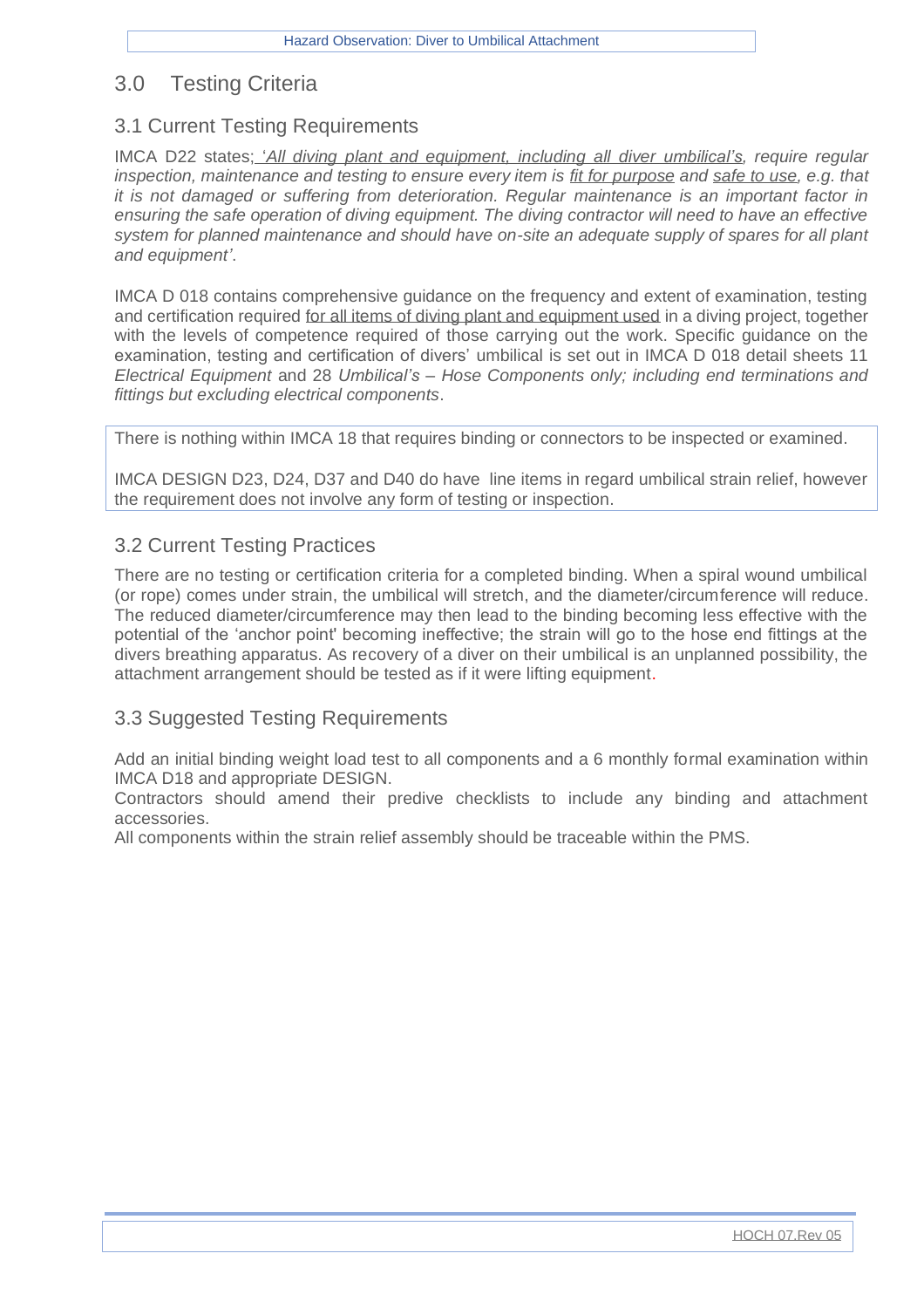# 3.0 Testing Criteria

## 3.1 Current Testing Requirements

IMCA D22 states; *'All diving plant and equipment, including all diver umbilical's, require regular inspection, maintenance and testing to ensure every item is fit for purpose and safe to use, e.g. that it is not damaged or suffering from deterioration. Regular maintenance is an important factor in ensuring the safe operation of diving equipment. The diving contractor will need to have an effective system for planned maintenance and should have on-site an adequate supply of spares for all plant and equipment'*.

IMCA D 018 contains comprehensive guidance on the frequency and extent of examination, testing and certification required for all items of diving plant and equipment used in a diving project, together with the levels of competence required of those carrying out the work. Specific guidance on the examination, testing and certification of divers' umbilical is set out in IMCA D 018 detail sheets 11 *Electrical Equipment* and 28 *Umbilical's – Hose Components only; including end terminations and fittings but excluding electrical components*.

There is nothing within IMCA 18 that requires binding or connectors to be inspected or examined.

IMCA DESIGN D23, D24, D37 and D40 do have line items in regard umbilical strain relief, however the requirement does not involve any form of testing or inspection.

## 3.2 Current Testing Practices

There are no testing or certification criteria for a completed binding. When a spiral wound umbilical (or rope) comes under strain, the umbilical will stretch, and the diameter/circumference will reduce. The reduced diameter/circumference may then lead to the binding becoming less effective with the potential of the 'anchor point' becoming ineffective; the strain will go to the hose end fittings at the divers breathing apparatus. As recovery of a diver on their umbilical is an unplanned possibility, the attachment arrangement should be tested as if it were lifting equipment.

## 3.3 Suggested Testing Requirements

Add an initial binding weight load test to all components and a 6 monthly formal examination within IMCA D18 and appropriate DESIGN.

Contractors should amend their predive checklists to include any binding and attachment accessories.

All components within the strain relief assembly should be traceable within the PMS.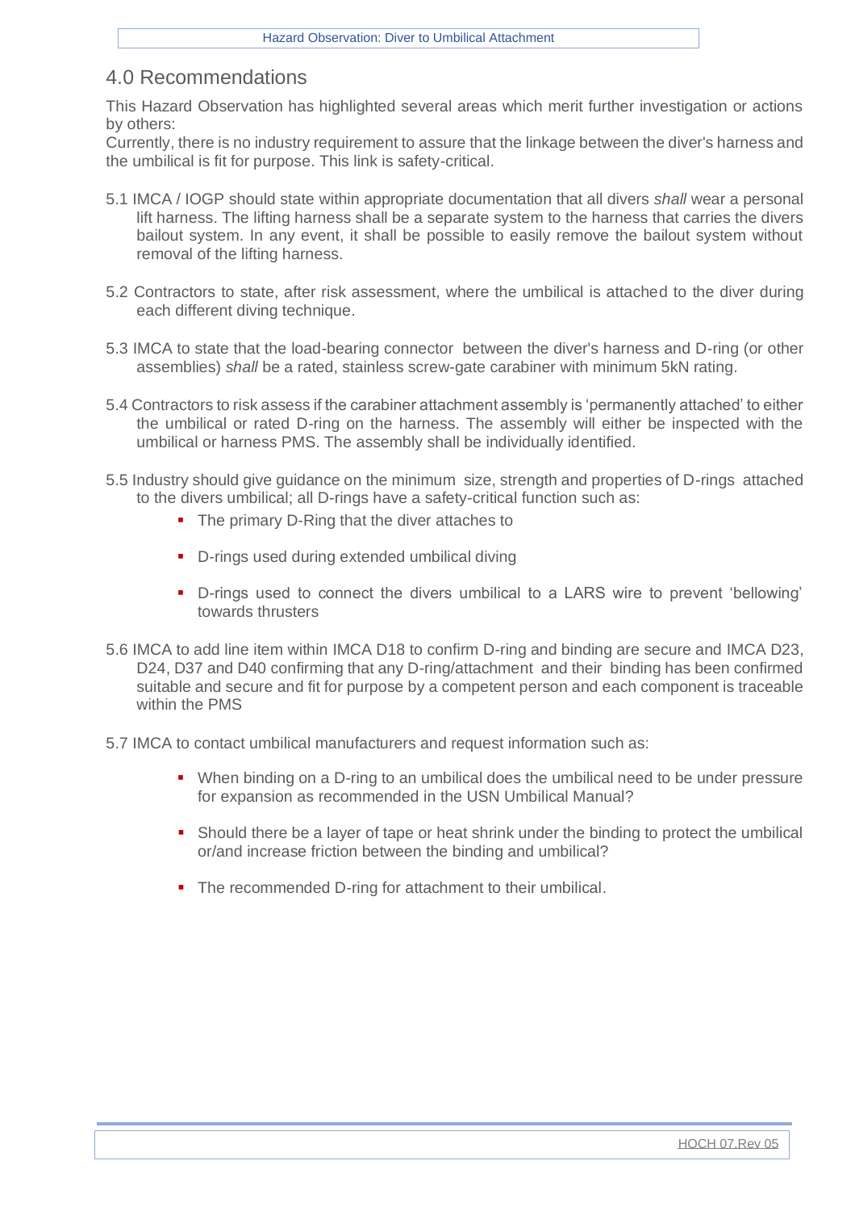## 4.0 Recommendations

This Hazard Observation has highlighted several areas which merit further investigation or actions by others:

Currently, there is no industry requirement to assure that the linkage between the diver's harness and the umbilical is fit for purpose. This link is safety-critical.

5.1 IMCA / IOGP should state within appropriate documentation that all divers *shall* wear a personal lift harness. The lifting harness shall be a separate system to the harness that carries the divers bailout system. In any event, it shall be possible to easily remove the bailout system without removal of the lifting harness.

5.2 Contractors to state, after risk assessment, where the umbilical is attached to the diver during each different diving technique.

5.3 IMCA to state that the load-bearing connector between the diver's harness and D-ring (or other assemblies) *shall* be a rated, stainless screw-gate carabiner with minimum 5kN rating.

5.4 Contractors to risk assess if the carabiner attachment assembly is 'permanently attached' to either the umbilical or rated D-ring on the harness. The assembly will either be inspected with the umbilical or harness PMS. The assembly shall be individually identified.

5.5 Industry should give guidance on the minimum size, strength and properties of D-rings attached to the divers umbilical; all D-rings have a safety-critical function such as:

- The primary D-Ring that the diver attaches to
- D-rings used during extended umbilical diving
- D-rings used to connect the divers umbilical to a LARS wire to prevent 'bellowing' towards thrusters

5.6 IMCA to add line item within IMCA D18 to confirm D-ring and binding are secure and IMCA D23, D24, D37 and D40 confirming that any D-ring/attachment and their binding has been confirmed suitable and secure and fit for purpose by a competent person and each component is traceable within the PMS

5.7 IMCA to contact umbilical manufacturers and request information such as:

- When binding on a D-ring to an umbilical does the umbilical need to be under pressure for expansion as recommended in the USN Umbilical Manual?
- Should there be a layer of tape or heat shrink under the binding to protect the umbilical or/and increase friction between the binding and umbilical?
- The recommended D-ring for attachment to their umbilical.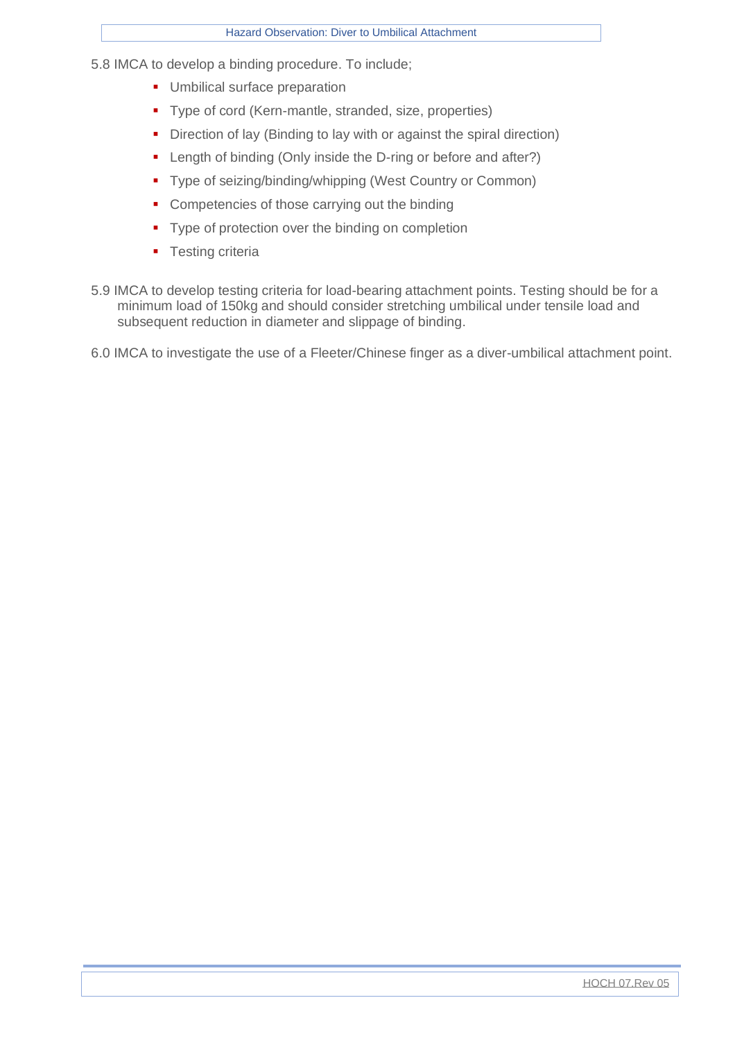5.8 IMCA to develop a binding procedure. To include;

- Umbilical surface preparation
- Type of cord (Kern-mantle, stranded, size, properties)
- Direction of lay (Binding to lay with or against the spiral direction)
- Length of binding (Only inside the D-ring or before and after?)
- Type of seizing/binding/whipping (West Country or Common)
- Competencies of those carrying out the binding
- Type of protection over the binding on completion
- Testing criteria

5.9 IMCA to develop testing criteria for load-bearing attachment points. Testing should be for a minimum load of 150kg and should consider stretching umbilical under tensile load and subsequent reduction in diameter and slippage of binding.

6.0 IMCA to investigate the use of a Fleeter/Chinese finger as a diver-umbilical attachment point.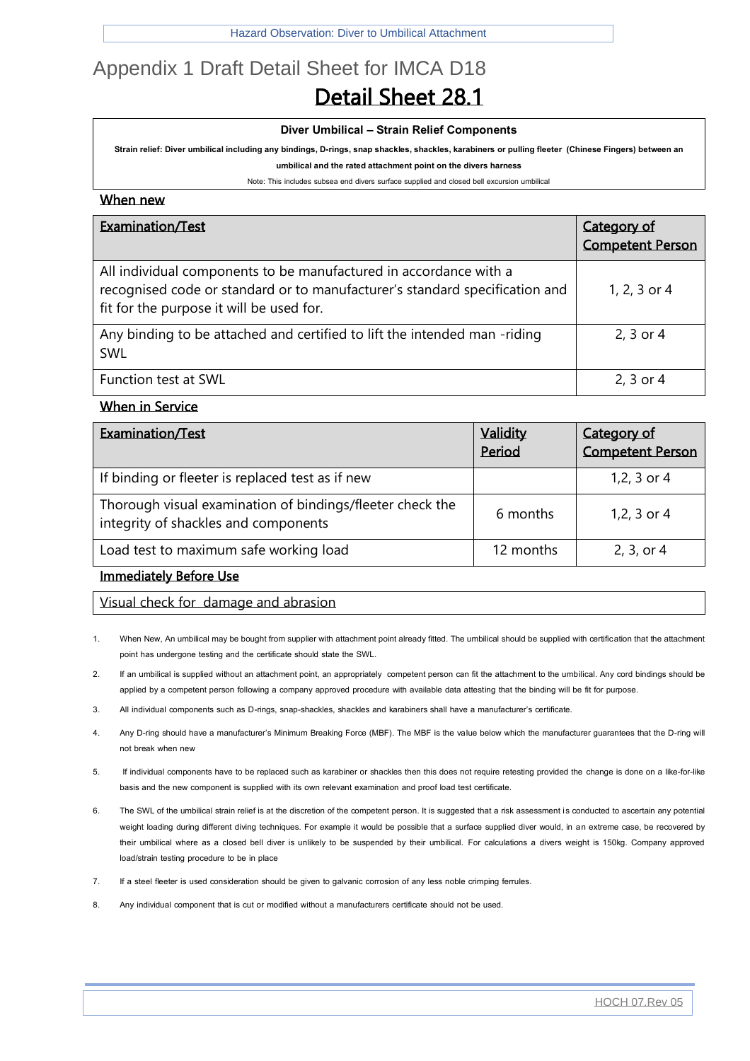# Appendix 1 Draft Detail Sheet for IMCA D18

## Detail Sheet 28.1

**Diver Umbilical – Strain Relief Components**

**Strain relief: Diver umbilical including any bindings, D-rings, snap shackles, shackles, karabiners or pulling fleeter (Chinese Fingers) between an umbilical and the rated attachment point on the divers harness**

Note: This includes subsea end divers surface supplied and closed bell excursion umbilical

### When new

| Examination/Test | Category of Competent Person |
|---|---|
| All individual components to be manufactured in accordance with a recognised code or standard or to manufacturer's standard specification and fit for the purpose it will be used for. | 1, 2, 3 or 4 |
| Any binding to be attached and certified to lift the intended man -riding SWL | 2, 3 or 4 |
| Function test at SWL | 2, 3 or 4 |

### When in Service

| Examination/Test | Validity Period | Category of Competent Person |
|---|---|---|
| If binding or fleeter is replaced test as if new | | 1,2, 3 or 4 |
| Thorough visual examination of bindings/fleeter check the integrity of shackles and components | 6 months | 1,2, 3 or 4 |
| Load test to maximum safe working load | 12 months | 2, 3, or 4 |

### Immediately Before Use

| Visual check for damage and abrasion |
|---|

1. When New, An umbilical may be bought from supplier with attachment point already fitted. The umbilical should be supplied with certification that the attachment point has undergone testing and the certificate should state the SWL.
2. If an umbilical is supplied without an attachment point, an appropriately competent person can fit the attachment to the umbilical. Any cord bindings should be applied by a competent person following a company approved procedure with available data attesting that the binding will be fit for purpose.
3. All individual components such as D-rings, snap-shackles, shackles and karabiners shall have a manufacturer's certificate.
4. Any D-ring should have a manufacturer's Minimum Breaking Force (MBF). The MBF is the value below which the manufacturer guarantees that the D-ring will not break when new
5. If individual components have to be replaced such as karabiner or shackles then this does not require retesting provided the change is done on a like-for-like basis and the new component is supplied with its own relevant examination and proof load test certificate.
6. The SWL of the umbilical strain relief is at the discretion of the competent person. It is suggested that a risk assessment is conducted to ascertain any potential weight loading during different diving techniques. For example it would be possible that a surface supplied diver would, in an extreme case, be recovered by their umbilical where as a closed bell diver is unlikely to be suspended by their umbilical. For calculations a divers weight is 150kg. Company approved load/strain testing procedure to be in place
7. If a steel fleeter is used consideration should be given to galvanic corrosion of any less noble crimping ferrules.
8. Any individual component that is cut or modified without a manufacturers certificate should not be used.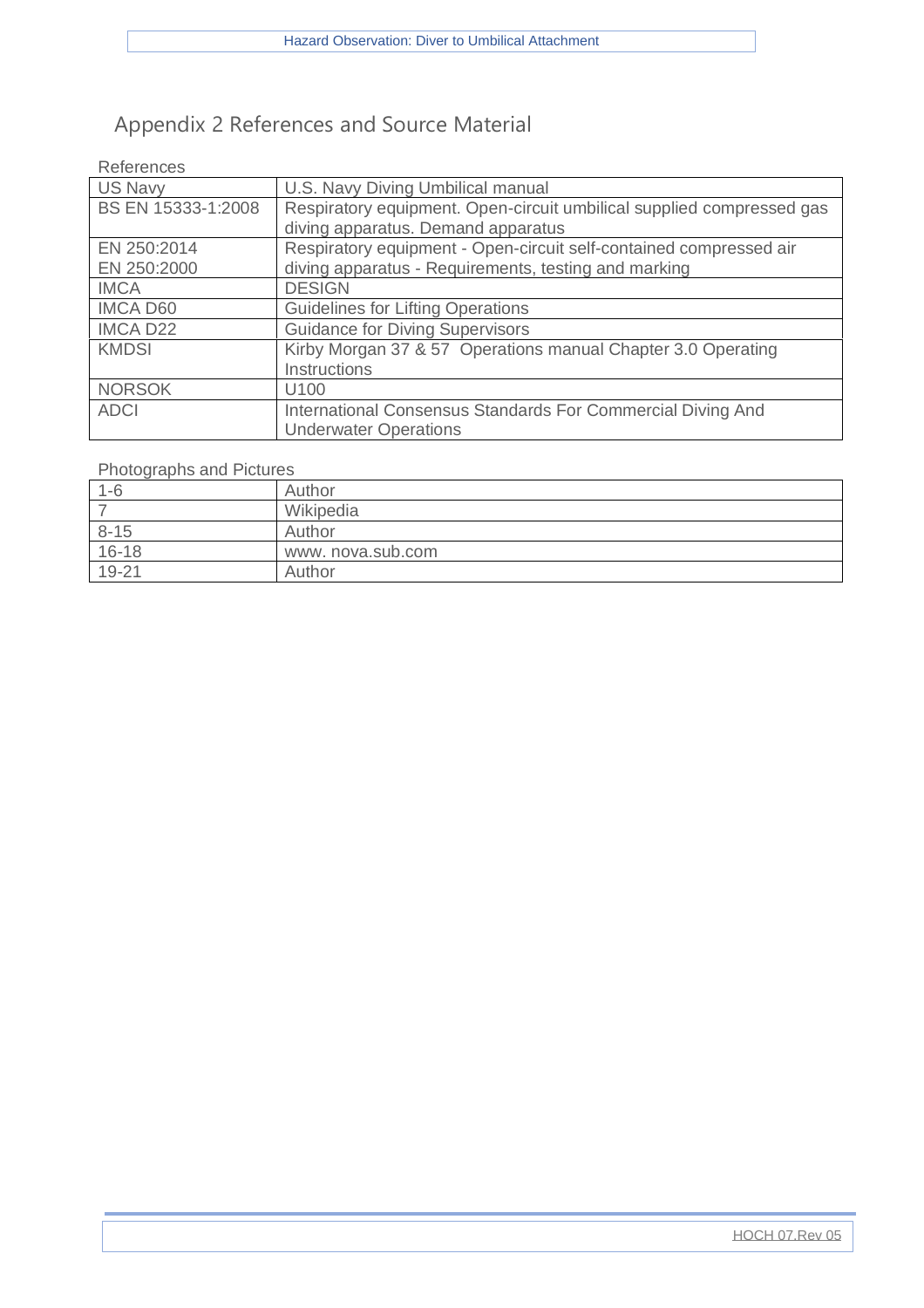# Appendix 2 References and Source Material

References

| | |
|---|---|
| US Navy | U.S. Navy Diving Umbilical manual |
| BS EN 15333-1:2008 | Respiratory equipment. Open-circuit umbilical supplied compressed gas diving apparatus. Demand apparatus |
| EN 250:2014<br>EN 250:2000 | Respiratory equipment - Open-circuit self-contained compressed air diving apparatus - Requirements, testing and marking |
| IMCA | DESIGN |
| IMCA D60 | Guidelines for Lifting Operations |
| IMCA D22 | Guidance for Diving Supervisors |
| KMDSI | Kirby Morgan 37 & 57 Operations manual Chapter 3.0 Operating Instructions |
| NORSOK | U100 |
| ADCI | International Consensus Standards For Commercial Diving And Underwater Operations |

Photographs and Pictures

| | |
|---|---|
| 1-6 | Author |
| 7 | Wikipedia |
| 8-15 | Author |
| 16-18 | www. nova.sub.com |
| 19-21 | Author |